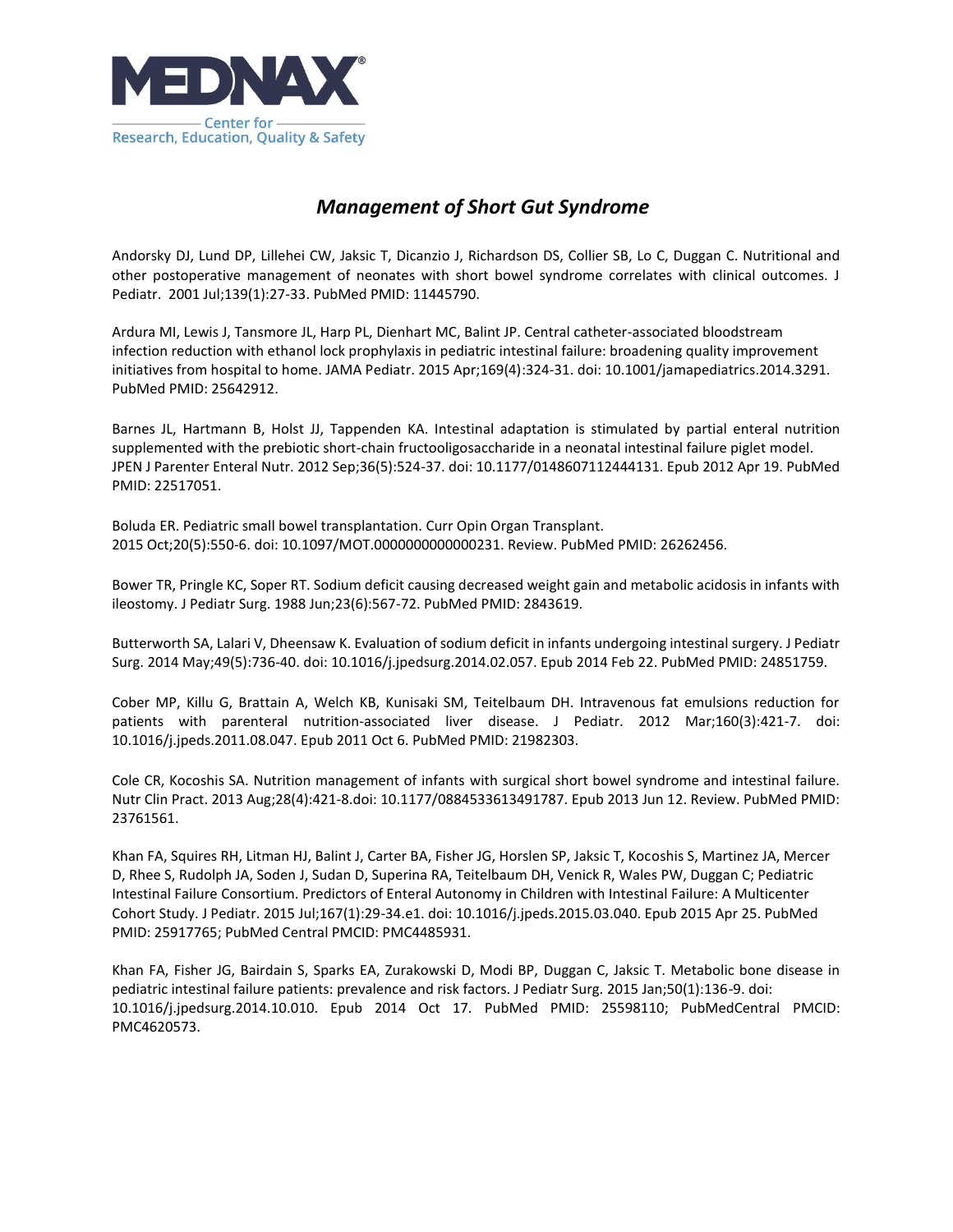# *Management of Short Gut Syndrome*

Andorsky DJ, Lund DP, Lillehei CW, Jaksic T, Dicanzio J, Richardson DS, Collier SB, Lo C, Duggan C. Nutritional and other postoperative management of neonates with short bowel syndrome correlates with clinical outcomes. J Pediatr. 2001 Jul;139(1):27-33. PubMed PMID: 11445790.

Ardura MI, Lewis J, Tansmore JL, Harp PL, Dienhart MC, Balint JP. Central catheter-associated bloodstream infection reduction with ethanol lock prophylaxis in pediatric intestinal failure: broadening quality improvement initiatives from hospital to home. JAMA Pediatr. 2015 Apr;169(4):324-31. doi: 10.1001/jamapediatrics.2014.3291. PubMed PMID: 25642912.

Barnes JL, Hartmann B, Holst JJ, Tappenden KA. Intestinal adaptation is stimulated by partial enteral nutrition supplemented with the prebiotic short-chain fructooligosaccharide in a neonatal intestinal failure piglet model. JPEN J Parenter Enteral Nutr. 2012 Sep;36(5):524-37. doi: 10.1177/0148607112444131. Epub 2012 Apr 19. PubMed PMID: 22517051.

Boluda ER. Pediatric small bowel transplantation. Curr Opin Organ Transplant. 2015 Oct;20(5):550-6. doi: 10.1097/MOT.0000000000000231. Review. PubMed PMID: 26262456.

Bower TR, Pringle KC, Soper RT. Sodium deficit causing decreased weight gain and metabolic acidosis in infants with ileostomy. J Pediatr Surg. 1988 Jun;23(6):567-72. PubMed PMID: 2843619.

Butterworth SA, Lalari V, Dheensaw K. Evaluation of sodium deficit in infants undergoing intestinal surgery. J Pediatr Surg. 2014 May;49(5):736-40. doi: 10.1016/j.jpedsurg.2014.02.057. Epub 2014 Feb 22. PubMed PMID: 24851759.

Cober MP, Killu G, Brattain A, Welch KB, Kunisaki SM, Teitelbaum DH. Intravenous fat emulsions reduction for patients with parenteral nutrition-associated liver disease. J Pediatr. 2012 Mar;160(3):421-7. doi: 10.1016/j.jpeds.2011.08.047. Epub 2011 Oct 6. PubMed PMID: 21982303.

Cole CR, Kocoshis SA. Nutrition management of infants with surgical short bowel syndrome and intestinal failure. Nutr Clin Pract. 2013 Aug;28(4):421-8.doi: 10.1177/0884533613491787. Epub 2013 Jun 12. Review. PubMed PMID: 23761561.

Khan FA, Squires RH, Litman HJ, Balint J, Carter BA, Fisher JG, Horslen SP, Jaksic T, Kocoshis S, Martinez JA, Mercer D, Rhee S, Rudolph JA, Soden J, Sudan D, Superina RA, Teitelbaum DH, Venick R, Wales PW, Duggan C; Pediatric Intestinal Failure Consortium. Predictors of Enteral Autonomy in Children with Intestinal Failure: A Multicenter Cohort Study. J Pediatr. 2015 Jul;167(1):29-34.e1. doi: 10.1016/j.jpeds.2015.03.040. Epub 2015 Apr 25. PubMed PMID: 25917765; PubMed Central PMCID: PMC4485931.

Khan FA, Fisher JG, Bairdain S, Sparks EA, Zurakowski D, Modi BP, Duggan C, Jaksic T. Metabolic bone disease in pediatric intestinal failure patients: prevalence and risk factors. J Pediatr Surg. 2015 Jan;50(1):136-9. doi: 10.1016/j.jpedsurg.2014.10.010. Epub 2014 Oct 17. PubMed PMID: 25598110; PubMedCentral PMCID: PMC4620573.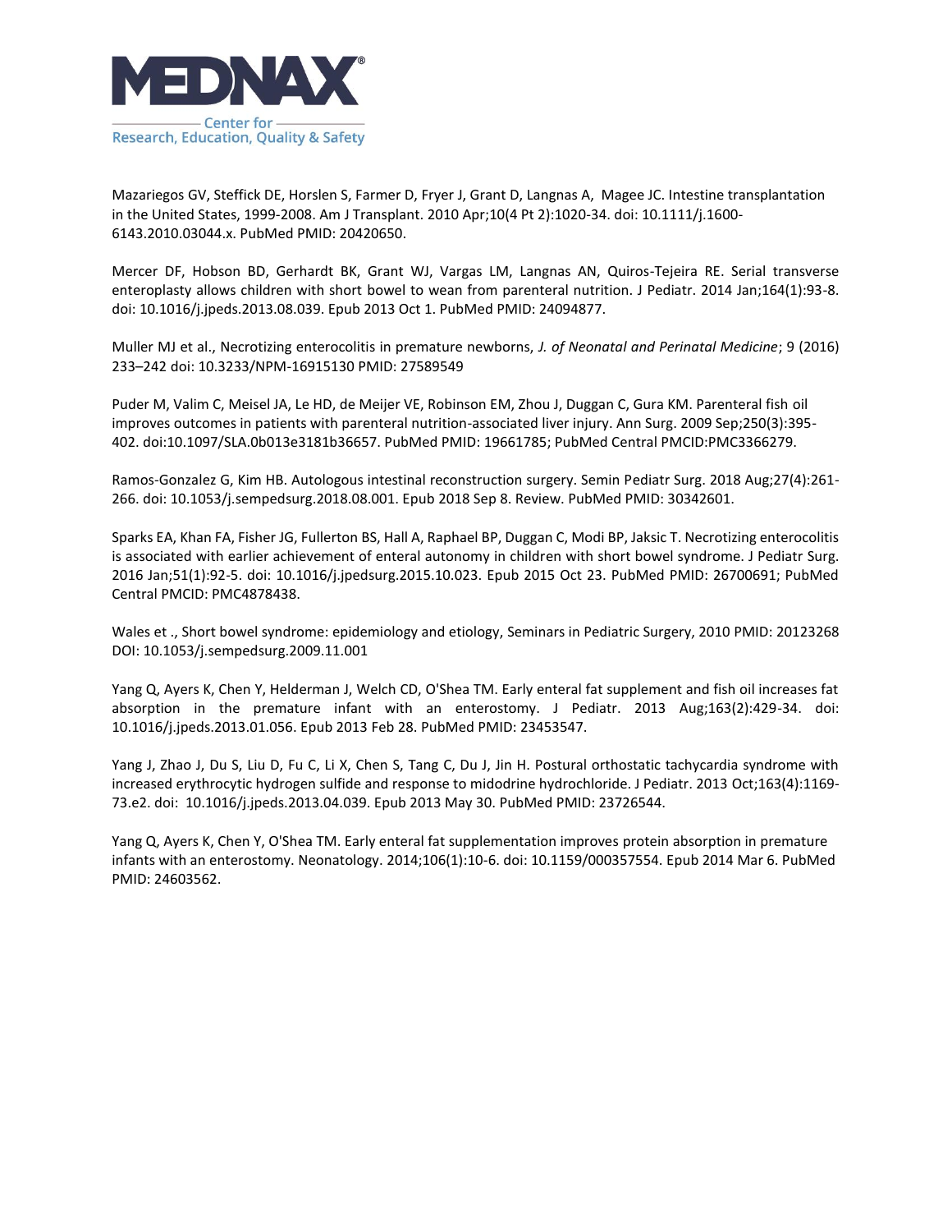Mazariegos GV, Steffick DE, Horslen S, Farmer D, Fryer J, Grant D, Langnas A, Magee JC. Intestine transplantation in the United States, 1999-2008. Am J Transplant. 2010 Apr;10(4 Pt 2):1020-34. doi: 10.1111/j.1600-6143.2010.03044.x. PubMed PMID: 20420650.

Mercer DF, Hobson BD, Gerhardt BK, Grant WJ, Vargas LM, Langnas AN, Quiros-Tejeira RE. Serial transverse enteroplasty allows children with short bowel to wean from parenteral nutrition. J Pediatr. 2014 Jan;164(1):93-8. doi: 10.1016/j.jpeds.2013.08.039. Epub 2013 Oct 1. PubMed PMID: 24094877.

Muller MJ et al., Necrotizing enterocolitis in premature newborns, *J. of Neonatal and Perinatal Medicine*; 9 (2016) 233–242 doi: 10.3233/NPM-16915130 PMID: 27589549

Puder M, Valim C, Meisel JA, Le HD, de Meijer VE, Robinson EM, Zhou J, Duggan C, Gura KM. Parenteral fish oil improves outcomes in patients with parenteral nutrition-associated liver injury. Ann Surg. 2009 Sep;250(3):395-402. doi:10.1097/SLA.0b013e3181b36657. PubMed PMID: 19661785; PubMed Central PMCID:PMC3366279.

Ramos-Gonzalez G, Kim HB. Autologous intestinal reconstruction surgery. Semin Pediatr Surg. 2018 Aug;27(4):261-266. doi: 10.1053/j.sempedsurg.2018.08.001. Epub 2018 Sep 8. Review. PubMed PMID: 30342601.

Sparks EA, Khan FA, Fisher JG, Fullerton BS, Hall A, Raphael BP, Duggan C, Modi BP, Jaksic T. Necrotizing enterocolitis is associated with earlier achievement of enteral autonomy in children with short bowel syndrome. J Pediatr Surg. 2016 Jan;51(1):92-5. doi: 10.1016/j.jpedsurg.2015.10.023. Epub 2015 Oct 23. PubMed PMID: 26700691; PubMed Central PMCID: PMC4878438.

Wales et ., Short bowel syndrome: epidemiology and etiology, Seminars in Pediatric Surgery, 2010 PMID: 20123268 DOI: 10.1053/j.sempedsurg.2009.11.001

Yang Q, Ayers K, Chen Y, Helderman J, Welch CD, O'Shea TM. Early enteral fat supplement and fish oil increases fat absorption in the premature infant with an enterostomy. J Pediatr. 2013 Aug;163(2):429-34. doi: 10.1016/j.jpeds.2013.01.056. Epub 2013 Feb 28. PubMed PMID: 23453547.

Yang J, Zhao J, Du S, Liu D, Fu C, Li X, Chen S, Tang C, Du J, Jin H. Postural orthostatic tachycardia syndrome with increased erythrocytic hydrogen sulfide and response to midodrine hydrochloride. J Pediatr. 2013 Oct;163(4):1169-73.e2. doi: 10.1016/j.jpeds.2013.04.039. Epub 2013 May 30. PubMed PMID: 23726544.

Yang Q, Ayers K, Chen Y, O'Shea TM. Early enteral fat supplementation improves protein absorption in premature infants with an enterostomy. Neonatology. 2014;106(1):10-6. doi: 10.1159/000357554. Epub 2014 Mar 6. PubMed PMID: 24603562.